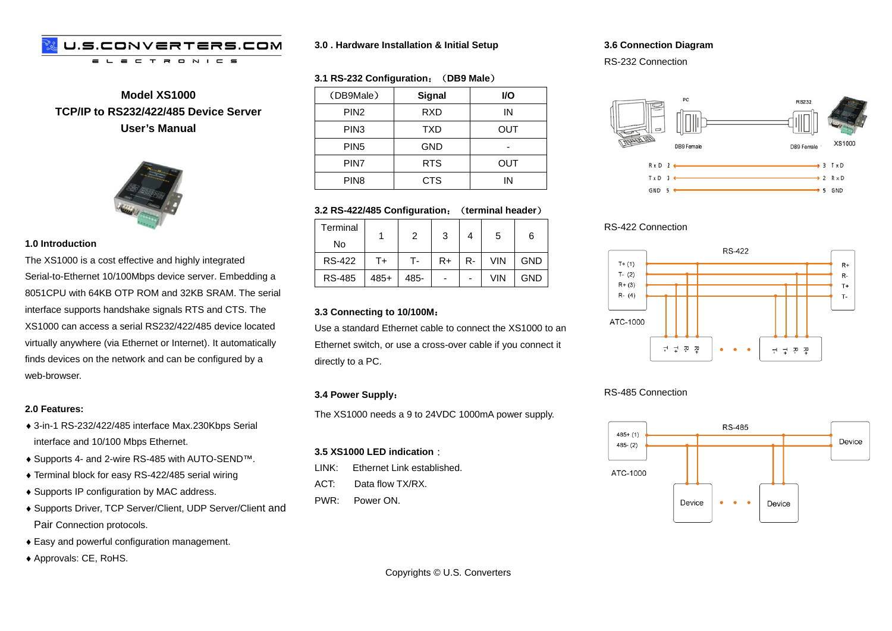U.S.CONVERTERS.COM
ELECTRONICS

# Model XS1000
# TCP/IP to RS232/422/485 Device Server
# User's Manual

### 1.0 Introduction

The XS1000 is a cost effective and highly integrated Serial-to-Ethernet 10/100Mbps device server. Embedding a 8051CPU with 64KB OTP ROM and 32KB SRAM. The serial interface supports handshake signals RTS and CTS. The XS1000 can access a serial RS232/422/485 device located virtually anywhere (via Ethernet or Internet). It automatically finds devices on the network and can be configured by a web-browser.

### 2.0 Features:

- 3-in-1 RS-232/422/485 interface Max.230Kbps Serial interface and 10/100 Mbps Ethernet.
- Supports 4- and 2-wire RS-485 with AUTO-SEND™.
- Terminal block for easy RS-422/485 serial wiring
- Supports IP configuration by MAC address.
- Supports Driver, TCP Server/Client, UDP Server/Client and Pair Connection protocols.
- Easy and powerful configuration management.
- Approvals: CE, RoHS.

### 3.0 . Hardware Installation & Initial Setup

#### 3.1 RS-232 Configuration: （DB9 Male）

| （DB9Male） | Signal | I/O |
|---|---|---|
| PIN2 | RXD | IN |
| PIN3 | TXD | OUT |
| PIN5 | GND | - |
| PIN7 | RTS | OUT |
| PIN8 | CTS | IN |

#### 3.2 RS-422/485 Configuration: （terminal header）

| Terminal No | 1 | 2 | 3 | 4 | 5 | 6 |
|---|---|---|---|---|---|---|
| RS-422 | T+ | T- | R+ | R- | VIN | GND |
| RS-485 | 485+ | 485- | - | - | VIN | GND |

#### 3.3 Connecting to 10/100M:

Use a standard Ethernet cable to connect the XS1000 to an Ethernet switch, or use a cross-over cable if you connect it directly to a PC.

#### 3.4 Power Supply:

The XS1000 needs a 9 to 24VDC 1000mA power supply.

#### 3.5 XS1000 LED indication:

LINK: Ethernet Link established.
ACT: Data flow TX/RX.
PWR: Power ON.

#### 3.6 Connection Diagram

RS-232 Connection

PC — DB9 Female — RS232 — DB9 Female — XS1000

RxD 2 ↔ 3 TxD
TxD 3 ↔ 2 RxD
GND 5 ↔ 5 GND

RS-422 Connection

RS-422
ATC-1000: T+ (1), T- (2), R+ (3), R- (4) — R+, R-, T+, T-

RS-485 Connection

RS-485
ATC-1000: 485+ (1), 485- (2) — Device
Device • • • Device

Copyrights © U.S. Converters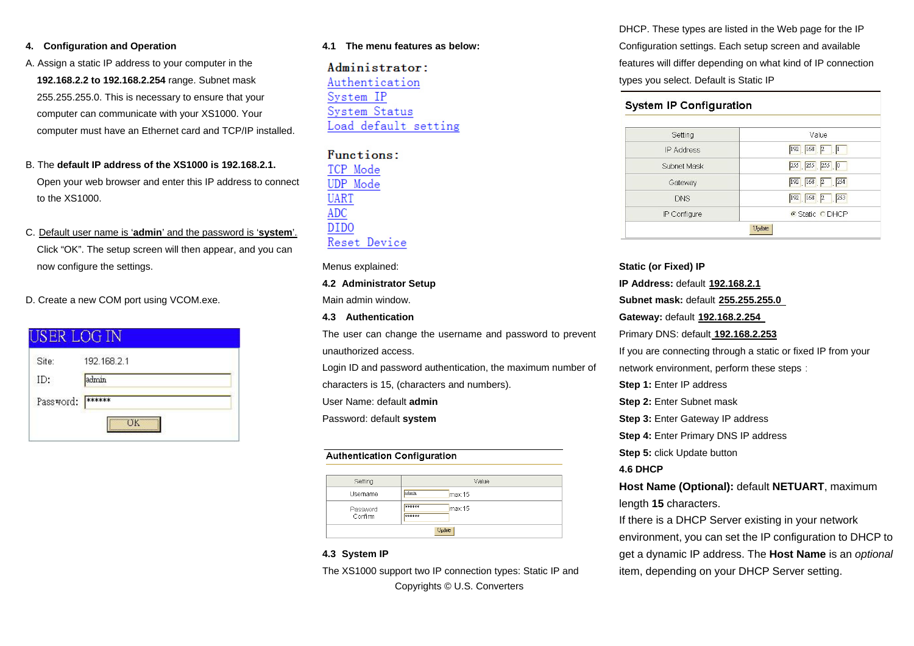## 4. Configuration and Operation

A. Assign a static IP address to your computer in the **192.168.2.2 to 192.168.2.254** range. Subnet mask 255.255.255.0. This is necessary to ensure that your computer can communicate with your XS1000. Your computer must have an Ethernet card and TCP/IP installed.

B. The **default IP address of the XS1000 is 192.168.2.1.** Open your web browser and enter this IP address to connect to the XS1000.

C. Default user name is '**admin**' and the password is '**system**'. Click "OK". The setup screen will then appear, and you can now configure the settings.

D. Create a new COM port using VCOM.exe.

**USER LOG IN**

| | |
|---|---|
| Site: | 192.168.2.1 |
| ID: | admin |
| Password: | ****** |
| | OK |

### 4.1 The menu features as below:

**Administrator:**
- Authentication
- System IP
- System Status
- Load default setting

**Functions:**
- TCP Mode
- UDP Mode
- UART
- ADC
- DIDO
- Reset Device

Menus explained:

### 4.2 Administrator Setup

Main admin window.

### 4.3 Authentication

The user can change the username and password to prevent unauthorized access.

Login ID and password authentication, the maximum number of characters is 15, (characters and numbers).

User Name: default **admin**

Password: default **system**

**Authentication Configuration**

| Setting | Value |
|---|---|
| Username | admin max:15 |
| Password Confirm | ****** max:15 ****** |
| | Update |

### 4.3 System IP

The XS1000 support two IP connection types: Static IP and DHCP. These types are listed in the Web page for the IP Configuration settings. Each setup screen and available features will differ depending on what kind of IP connection types you select. Default is Static IP

**System IP Configuration**

| Setting | Value |
|---|---|
| IP Address | 192 . 168 . 2 . 1 |
| Subnet Mask | 255 . 255 . 255 . 0 |
| Gateway | 192 . 168 . 2 . 254 |
| DNS | 192 . 168 . 2 . 253 |
| IP Configure | ◉ Static ○ DHCP |
| | Update |

**Static (or Fixed) IP**

**IP Address:** default **192.168.2.1**

**Subnet mask:** default **255.255.255.0**

**Gateway:** default **192.168.2.254**

Primary DNS: default **192.168.2.253**

If you are connecting through a static or fixed IP from your network environment, perform these steps:

**Step 1:** Enter IP address

**Step 2:** Enter Subnet mask

**Step 3:** Enter Gateway IP address

**Step 4:** Enter Primary DNS IP address

**Step 5:** click Update button

### 4.6 DHCP

**Host Name (Optional):** default **NETUART**, maximum length **15** characters.

If there is a DHCP Server existing in your network environment, you can set the IP configuration to DHCP to get a dynamic IP address. The **Host Name** is an *optional* item, depending on your DHCP Server setting.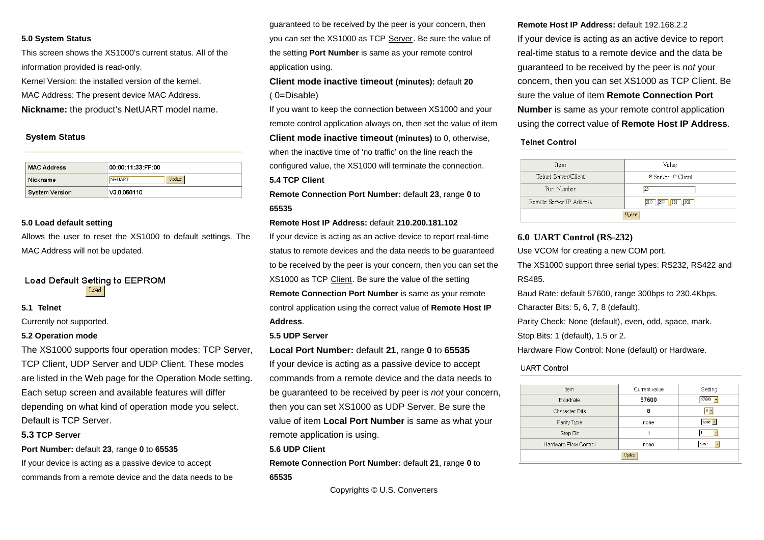**5.0 System Status**

This screen shows the XS1000's current status. All of the information provided is read-only.

Kernel Version: the installed version of the kernel.

MAC Address: The present device MAC Address.

**Nickname:** the product's NetUART model name.

System Status

| MAC Address | 00:00:11:33:FF:00 |
|---|---|
| Nickname | NetUART [Update] |
| System Version | V3.0.060110 |

**5.0 Load default setting**

Allows the user to reset the XS1000 to default settings. The MAC Address will not be updated.

Load Default Setting to EEPROM
[Load]

**5.1 Telnet**

Currently not supported.

**5.2 Operation mode**

The XS1000 supports four operation modes: TCP Server, TCP Client, UDP Server and UDP Client. These modes are listed in the Web page for the Operation Mode setting. Each setup screen and available features will differ depending on what kind of operation mode you select. Default is TCP Server.

**5.3 TCP Server**

**Port Number:** default **23**, range **0** to **65535**

If your device is acting as a passive device to accept commands from a remote device and the data needs to be guaranteed to be received by the peer is your concern, then you can set the XS1000 as TCP Server. Be sure the value of the setting **Port Number** is same as your remote control application using.

**Client mode inactive timeout (minutes):** default **20** ( 0=Disable)

If you want to keep the connection between XS1000 and your remote control application always on, then set the value of item **Client mode inactive timeout (minutes)** to 0, otherwise, when the inactive time of 'no traffic' on the line reach the configured value, the XS1000 will terminate the connection.

**5.4 TCP Client**

**Remote Connection Port Number:** default **23**, range **0** to **65535**

**Remote Host IP Address:** default **210.200.181.102**

If your device is acting as an active device to report real-time status to remote devices and the data needs to be guaranteed to be received by the peer is your concern, then you can set the XS1000 as TCP Client. Be sure the value of the setting **Remote Connection Port Number** is same as your remote control application using the correct value of **Remote Host IP Address**.

**5.5 UDP Server**

**Local Port Number:** default **21**, range **0** to **65535**

If your device is acting as a passive device to accept commands from a remote device and the data needs to be guaranteed to be received by peer is *not* your concern, then you can set XS1000 as UDP Server. Be sure the value of item **Local Port Number** is same as what your remote application is using.

**5.6 UDP Client**

**Remote Connection Port Number:** default **21**, range **0** to **65535**

**Remote Host IP Address:** default 192.168.2.2

If your device is acting as an active device to report real-time status to a remote device and the data be guaranteed to be received by the peer is *not* your concern, then you can set XS1000 as TCP Client. Be sure the value of item **Remote Connection Port Number** is same as your remote control application using the correct value of **Remote Host IP Address**.

Telnet Control

| Item | Value |
|---|---|
| Telnet Server/Client | ◉ Server ○ Client |
| Port Number | 23 |
| Remote Server IP Address | 210 . 200 . 181 . 102 |
| [Update] | |

**6.0 UART Control (RS-232)**

Use VCOM for creating a new COM port.

The XS1000 support three serial types: RS232, RS422 and RS485.

Baud Rate: default 57600, range 300bps to 230.4Kbps.

Character Bits: 5, 6, 7, 8 (default).

Parity Check: None (default), even, odd, space, mark.

Stop Bits: 1 (default), 1.5 or 2.

Hardware Flow Control: None (default) or Hardware.

UART Control

| Item | Current value | Setting |
|---|---|---|
| Baudrate | 57600 | 57600 |
| Character Bits | 8 | 8 |
| Parity Type | none | none |
| Stop Bit | 1 | 1 |
| Hardware Flow Control | none | none |
| [Update] | | |

Copyrights © U.S. Converters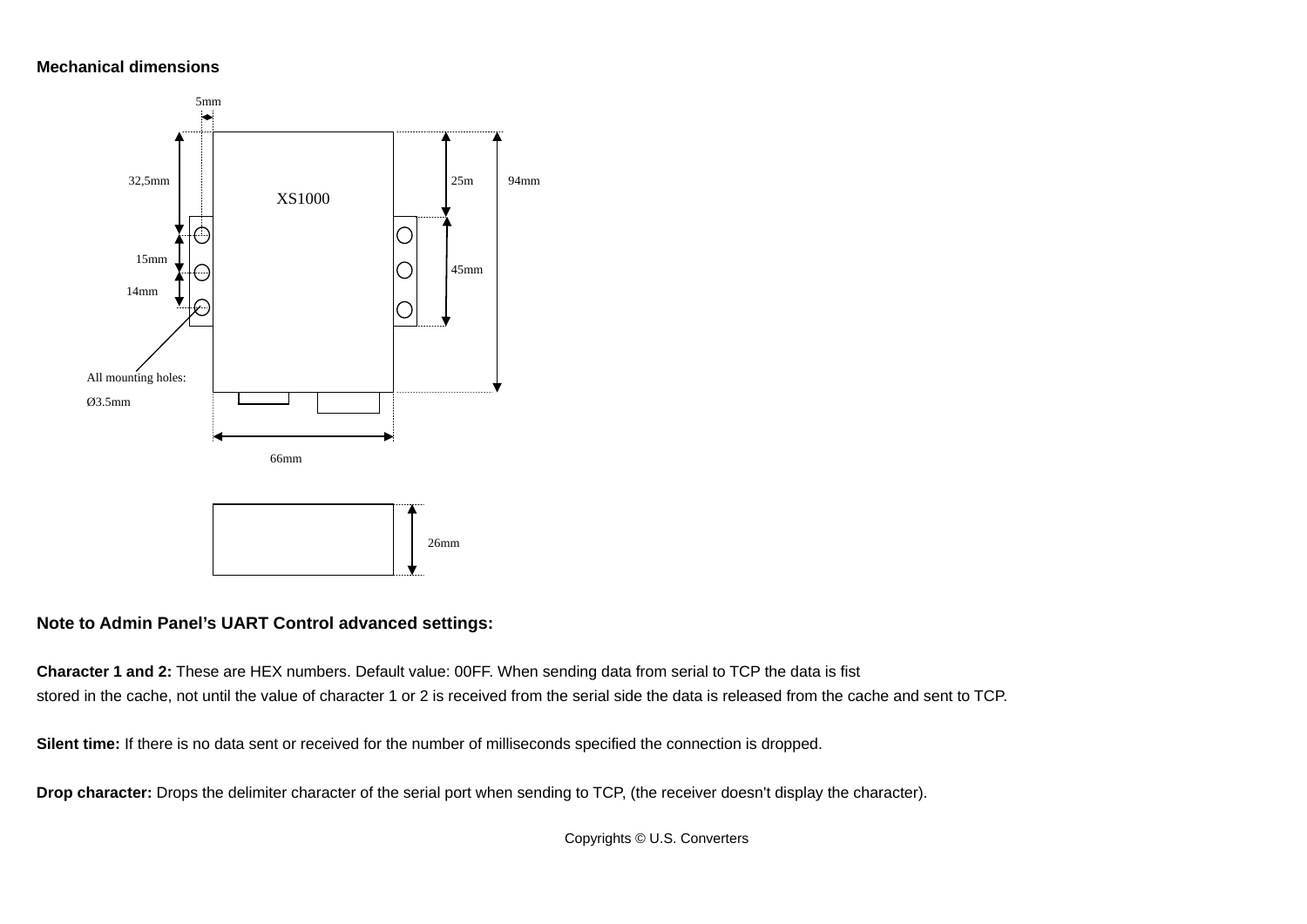**Mechanical dimensions**

5mm

32,5mm

XS1000

25m

94mm

15mm

45mm

14mm

All mounting holes:

Ø3.5mm

66mm

26mm

**Note to Admin Panel's UART Control advanced settings:**

**Character 1 and 2:** These are HEX numbers. Default value: 00FF. When sending data from serial to TCP the data is fist stored in the cache, not until the value of character 1 or 2 is received from the serial side the data is released from the cache and sent to TCP.

**Silent time:** If there is no data sent or received for the number of milliseconds specified the connection is dropped.

**Drop character:** Drops the delimiter character of the serial port when sending to TCP, (the receiver doesn't display the character).

Copyrights © U.S. Converters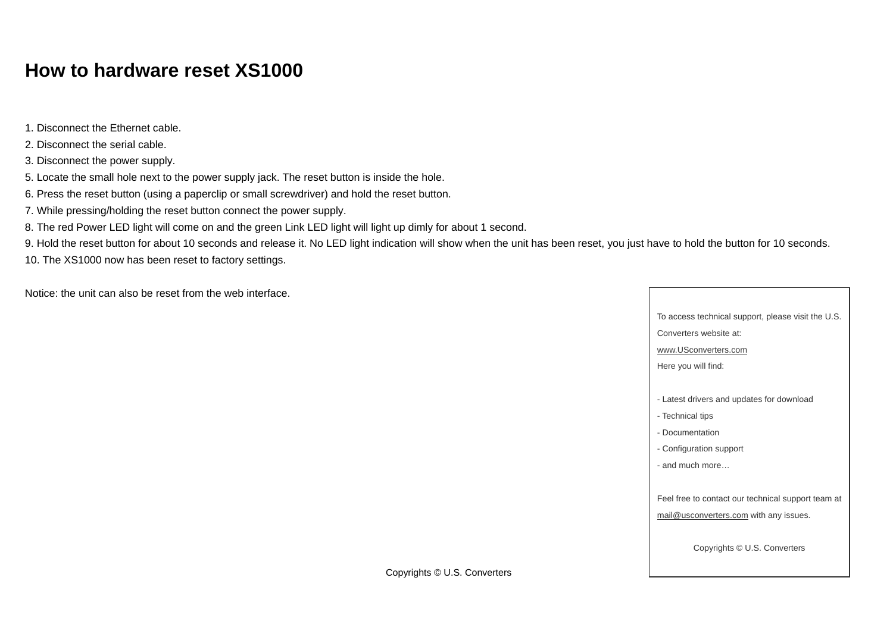# How to hardware reset XS1000

1. Disconnect the Ethernet cable.
2. Disconnect the serial cable.
3. Disconnect the power supply.
5. Locate the small hole next to the power supply jack. The reset button is inside the hole.
6. Press the reset button (using a paperclip or small screwdriver) and hold the reset button.
7. While pressing/holding the reset button connect the power supply.
8. The red Power LED light will come on and the green Link LED light will light up dimly for about 1 second.
9. Hold the reset button for about 10 seconds and release it. No LED light indication will show when the unit has been reset, you just have to hold the button for 10 seconds.
10. The XS1000 now has been reset to factory settings.

Notice: the unit can also be reset from the web interface.

To access technical support, please visit the U.S. Converters website at:
www.USconverters.com
Here you will find:

- Latest drivers and updates for download
- Technical tips
- Documentation
- Configuration support
- and much more…

Feel free to contact our technical support team at mail@usconverters.com with any issues.

Copyrights © U.S. Converters